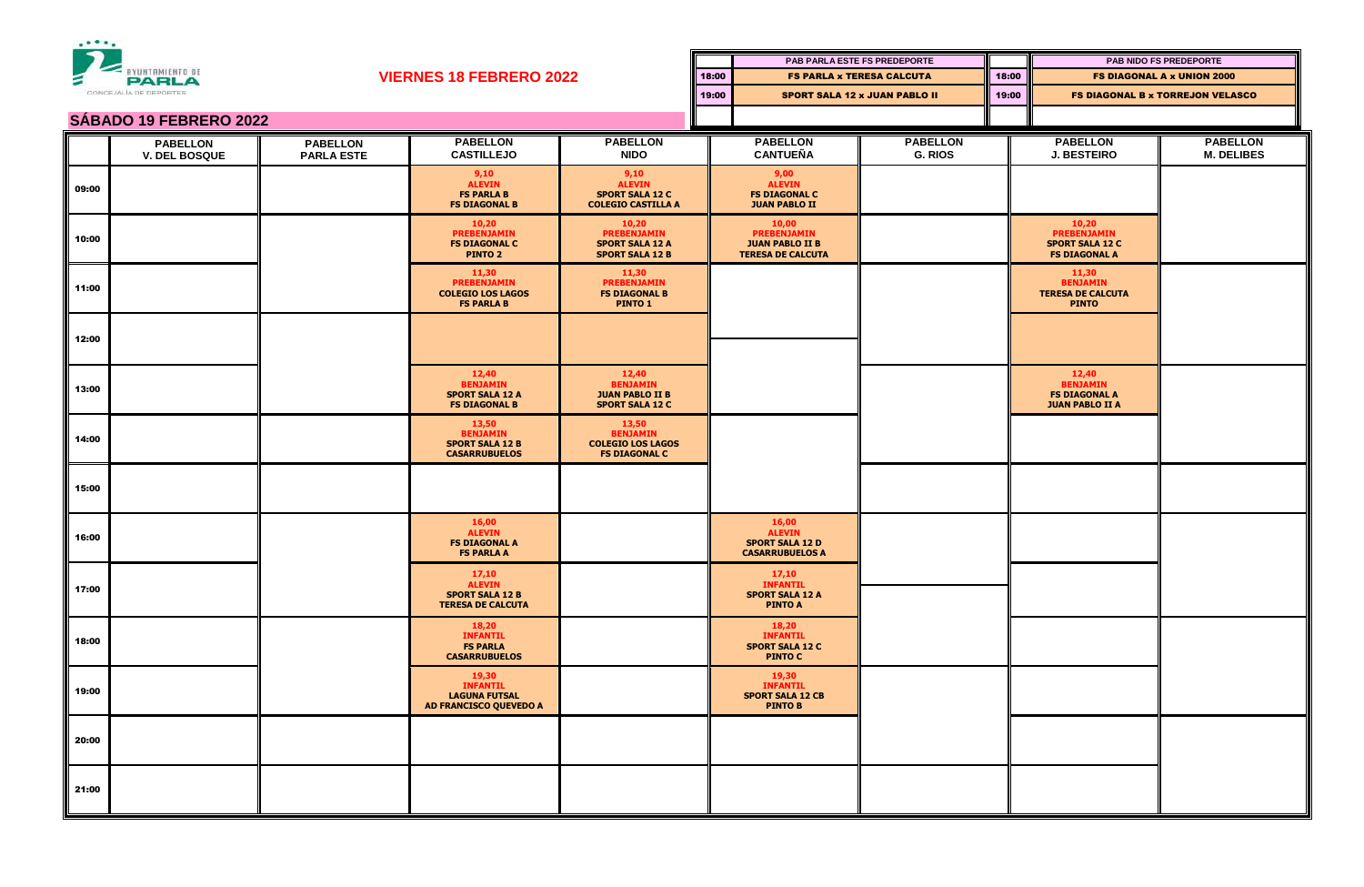AYUNTAMIENTO DE PARLA
CONCEJALÍA DE DEPORTES

## VIERNES 18 FEBRERO 2022

|  | PAB PARLA ESTE FS PREDEPORTE |  | PAB NIDO FS PREDEPORTE |
|---|---|---|---|
| 18:00 | FS PARLA x TERESA CALCUTA | 18:00 | FS DIAGONAL A x UNION 2000 |
| 19:00 | SPORT SALA 12 x JUAN PABLO II | 19:00 | FS DIAGONAL B x TORREJON VELASCO |

## SÁBADO 19 FEBRERO 2022

|  | PABELLON V. DEL BOSQUE | PABELLON PARLA ESTE | PABELLON CASTILLEJO | PABELLON NIDO | PABELLON CANTUEÑA | PABELLON G. RIOS | PABELLON J. BESTEIRO | PABELLON M. DELIBES |
|---|---|---|---|---|---|---|---|---|
| 09:00 |  |  | 9,10 ALEVIN FS PARLA B FS DIAGONAL B | 9,10 ALEVIN SPORT SALA 12 C COLEGIO CASTILLA A | 9,00 ALEVIN FS DIAGONAL C JUAN PABLO II |  |  |  |
| 10:00 |  |  | 10,20 PREBENJAMIN FS DIAGONAL C PINTO 2 | 10,20 PREBENJAMIN SPORT SALA 12 A SPORT SALA 12 B | 10,00 PREBENJAMIN JUAN PABLO II B TERESA DE CALCUTA |  | 10,20 PREBENJAMIN SPORT SALA 12 C FS DIAGONAL A |  |
| 11:00 |  |  | 11,30 PREBENJAMIN COLEGIO LOS LAGOS FS PARLA B | 11,30 PREBENJAMIN FS DIAGONAL B PINTO 1 |  |  | 11,30 BENJAMIN TERESA DE CALCUTA PINTO |  |
| 12:00 |  |  |  |  |  |  |  |  |
| 13:00 |  |  | 12,40 BENJAMIN SPORT SALA 12 A FS DIAGONAL B | 12,40 BENJAMIN JUAN PABLO II B SPORT SALA 12 C |  |  | 12,40 BENJAMIN FS DIAGONAL A JUAN PABLO II A |  |
| 14:00 |  |  | 13,50 BENJAMIN SPORT SALA 12 B CASARRUBUELOS | 13,50 BENJAMIN COLEGIO LOS LAGOS FS DIAGONAL C |  |  |  |  |
| 15:00 |  |  |  |  |  |  |  |  |
| 16:00 |  |  | 16,00 ALEVIN FS DIAGONAL A FS PARLA A |  | 16,00 ALEVIN SPORT SALA 12 D CASARRUBUELOS A |  |  |  |
| 17:00 |  |  | 17,10 ALEVIN SPORT SALA 12 B TERESA DE CALCUTA |  | 17,10 INFANTIL SPORT SALA 12 A PINTO A |  |  |  |
| 18:00 |  |  | 18,20 INFANTIL FS PARLA CASARRUBUELOS |  | 18,20 INFANTIL SPORT SALA 12 C PINTO C |  |  |  |
| 19:00 |  |  | 19,30 INFANTIL LAGUNA FUTSAL AD FRANCISCO QUEVEDO A |  | 19,30 INFANTIL SPORT SALA 12 CB PINTO B |  |  |  |
| 20:00 |  |  |  |  |  |  |  |  |
| 21:00 |  |  |  |  |  |  |  |  |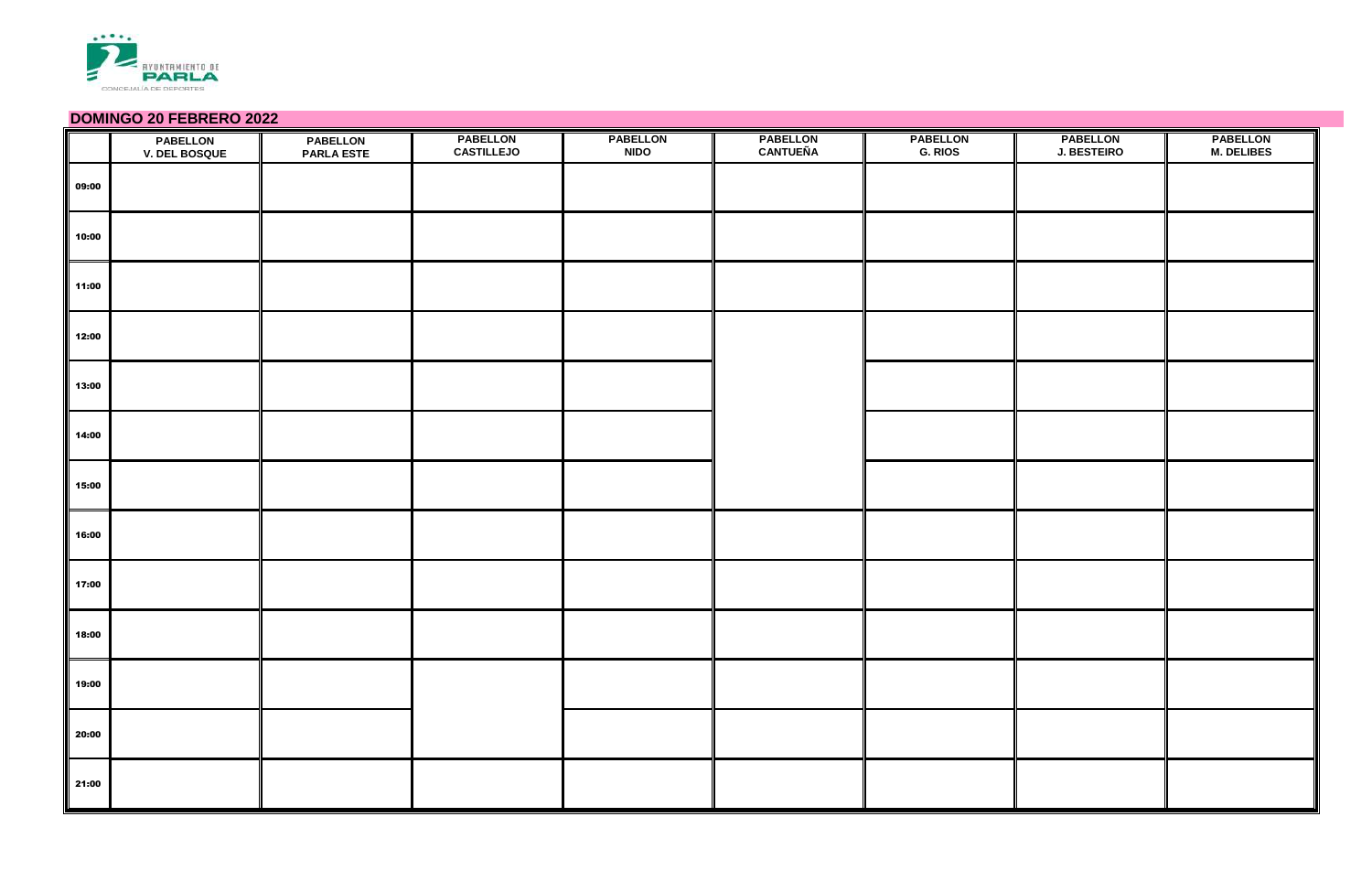AYUNTAMIENTO DE PARLA

CONCEJALÍA DE DEPORTES

## DOMINGO 20 FEBRERO 2022

| | PABELLON V. DEL BOSQUE | PABELLON PARLA ESTE | PABELLON CASTILLEJO | PABELLON NIDO | PABELLON CANTUEÑA | PABELLON G. RIOS | PABELLON J. BESTEIRO | PABELLON M. DELIBES |
|---|---|---|---|---|---|---|---|---|
| 09:00 | | | | | | | | |
| 10:00 | | | | | | | | |
| 11:00 | | | | | | | | |
| 12:00 | | | | | | | | |
| 13:00 | | | | | | | | |
| 14:00 | | | | | | | | |
| 15:00 | | | | | | | | |
| 16:00 | | | | | | | | |
| 17:00 | | | | | | | | |
| 18:00 | | | | | | | | |
| 19:00 | | | | | | | | |
| 20:00 | | | | | | | | |
| 21:00 | | | | | | | | |